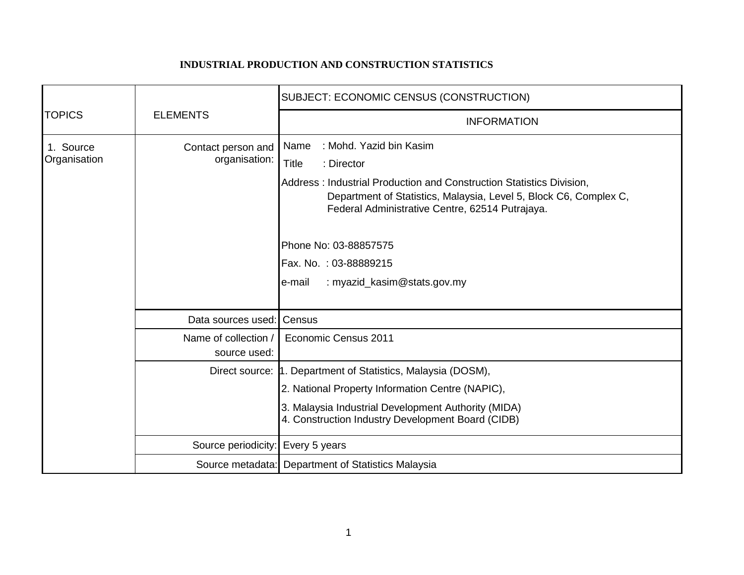# INDUSTRIAL PRODUCTION AND CONSTRUCTION STATISTICS

| TOPICS | ELEMENTS | SUBJECT: ECONOMIC CENSUS (CONSTRUCTION) |
|---|---|---|
| | | INFORMATION |
| 1. Source Organisation | Contact person and organisation: | Name : Mohd. Yazid bin Kasim<br>Title : Director<br>Address : Industrial Production and Construction Statistics Division, Department of Statistics, Malaysia, Level 5, Block C6, Complex C, Federal Administrative Centre, 62514 Putrajaya.<br><br>Phone No: 03-88857575<br>Fax. No. : 03-88889215<br>e-mail : myazid_kasim@stats.gov.my |
| | Data sources used: | Census |
| | Name of collection / source used: | Economic Census 2011 |
| | Direct source: | 1. Department of Statistics, Malaysia (DOSM),<br>2. National Property Information Centre (NAPIC),<br>3. Malaysia Industrial Development Authority (MIDA)<br>4. Construction Industry Development Board (CIDB) |
| | Source periodicity: | Every 5 years |
| | Source metadata: | Department of Statistics Malaysia |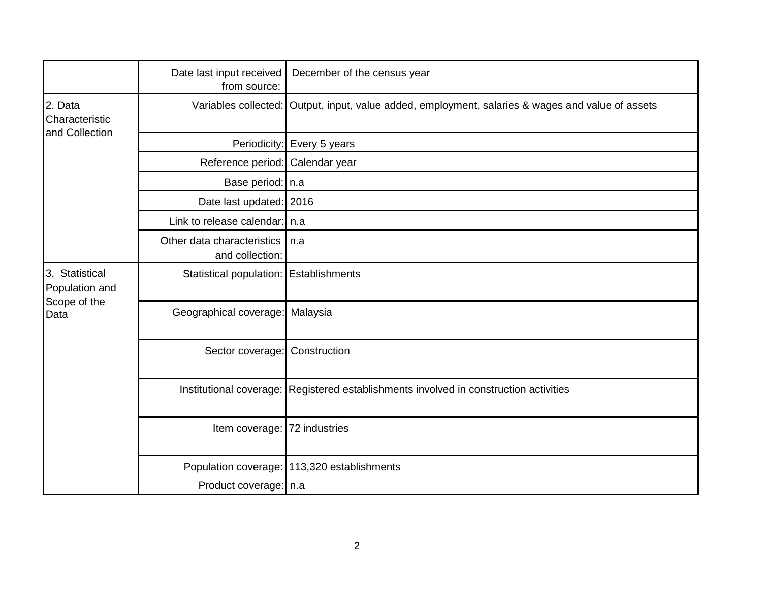| | | |
|---|---|---|
| | Date last input received from source: | December of the census year |
| 2. Data Characteristic and Collection | Variables collected: | Output, input, value added, employment, salaries & wages and value of assets |
| | Periodicity: | Every 5 years |
| | Reference period: | Calendar year |
| | Base period: | n.a |
| | Date last updated: | 2016 |
| | Link to release calendar: | n.a |
| | Other data characteristics and collection: | n.a |
| 3. Statistical Population and Scope of the Data | Statistical population: | Establishments |
| | Geographical coverage: | Malaysia |
| | Sector coverage: | Construction |
| | Institutional coverage: | Registered establishments involved in construction activities |
| | Item coverage: | 72 industries |
| | Population coverage: | 113,320 establishments |
| | Product coverage: | n.a |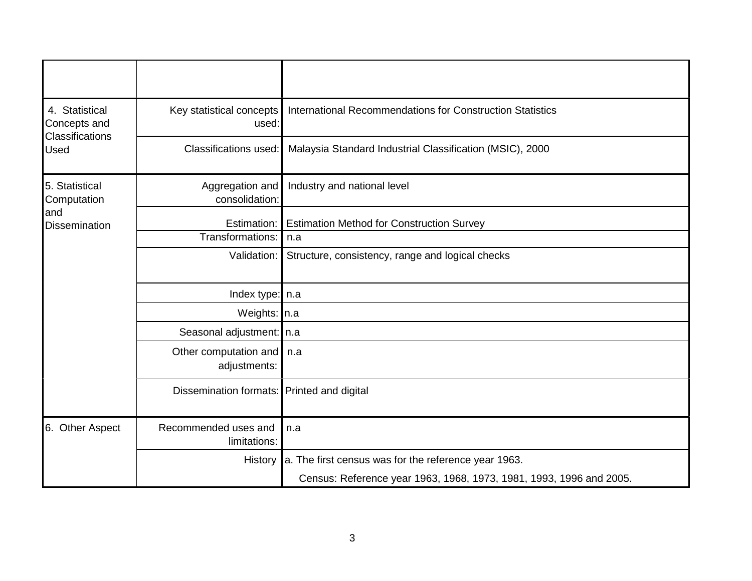| | | |
|---|---|---|
| 4. Statistical Concepts and Classifications Used | Key statistical concepts used: | International Recommendations for Construction Statistics |
| | Classifications used: | Malaysia Standard Industrial Classification (MSIC), 2000 |
| 5. Statistical Computation and Dissemination | Aggregation and consolidation: | Industry and national level |
| | Estimation: | Estimation Method for Construction Survey |
| | Transformations: | n.a |
| | Validation: | Structure, consistency, range and logical checks |
| | Index type: | n.a |
| | Weights: | n.a |
| | Seasonal adjustment: | n.a |
| | Other computation and adjustments: | n.a |
| | Dissemination formats: | Printed and digital |
| 6. Other Aspect | Recommended uses and limitations: | n.a |
| | History | a. The first census was for the reference year 1963.<br>Census: Reference year 1963, 1968, 1973, 1981, 1993, 1996 and 2005. |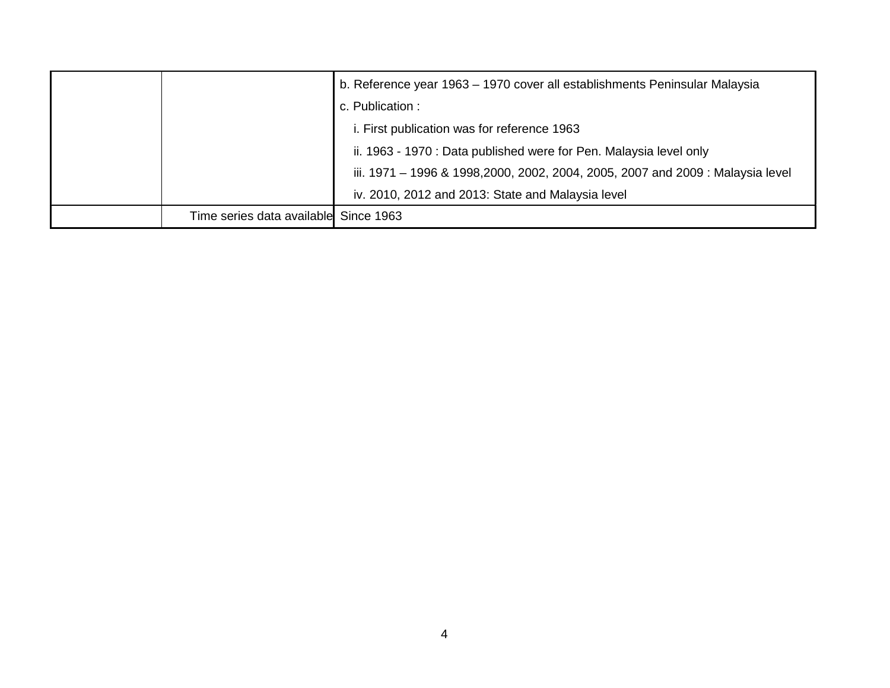| | | |
|---|---|---|
| | | b. Reference year 1963 – 1970 cover all establishments Peninsular Malaysia<br>c. Publication :<br>i. First publication was for reference 1963<br>ii. 1963 - 1970 : Data published were for Pen. Malaysia level only<br>iii. 1971 – 1996 & 1998,2000, 2002, 2004, 2005, 2007 and 2009 : Malaysia level<br>iv. 2010, 2012 and 2013: State and Malaysia level |
| | Time series data available | Since 1963 |